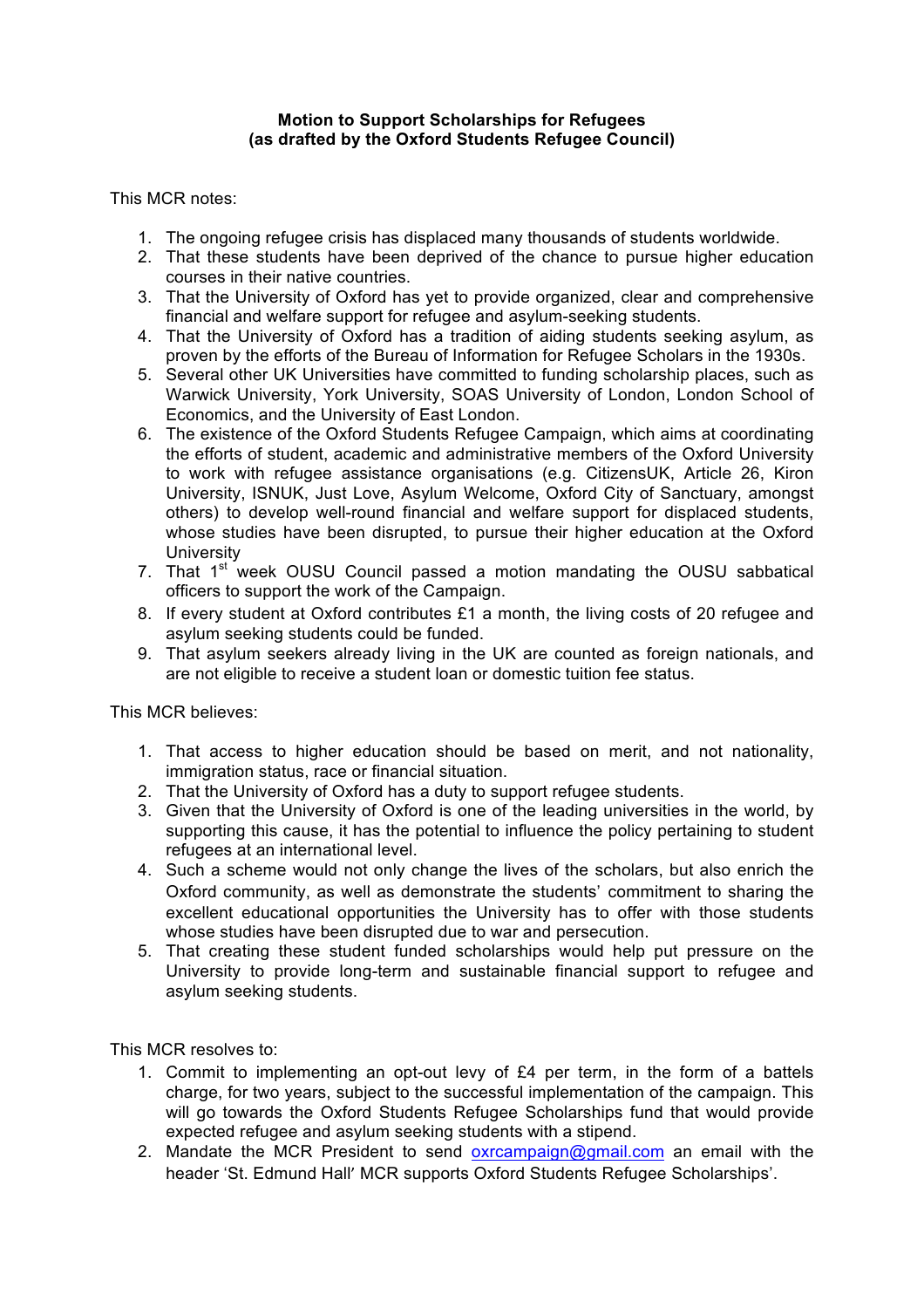**Motion to Support Scholarships for Refugees**
**(as drafted by the Oxford Students Refugee Council)**

This MCR notes:

1. The ongoing refugee crisis has displaced many thousands of students worldwide.
2. That these students have been deprived of the chance to pursue higher education courses in their native countries.
3. That the University of Oxford has yet to provide organized, clear and comprehensive financial and welfare support for refugee and asylum-seeking students.
4. That the University of Oxford has a tradition of aiding students seeking asylum, as proven by the efforts of the Bureau of Information for Refugee Scholars in the 1930s.
5. Several other UK Universities have committed to funding scholarship places, such as Warwick University, York University, SOAS University of London, London School of Economics, and the University of East London.
6. The existence of the Oxford Students Refugee Campaign, which aims at coordinating the efforts of student, academic and administrative members of the Oxford University to work with refugee assistance organisations (e.g. CitizensUK, Article 26, Kiron University, ISNUK, Just Love, Asylum Welcome, Oxford City of Sanctuary, amongst others) to develop well-round financial and welfare support for displaced students, whose studies have been disrupted, to pursue their higher education at the Oxford University
7. That 1st week OUSU Council passed a motion mandating the OUSU sabbatical officers to support the work of the Campaign.
8. If every student at Oxford contributes £1 a month, the living costs of 20 refugee and asylum seeking students could be funded.
9. That asylum seekers already living in the UK are counted as foreign nationals, and are not eligible to receive a student loan or domestic tuition fee status.

This MCR believes:

1. That access to higher education should be based on merit, and not nationality, immigration status, race or financial situation.
2. That the University of Oxford has a duty to support refugee students.
3. Given that the University of Oxford is one of the leading universities in the world, by supporting this cause, it has the potential to influence the policy pertaining to student refugees at an international level.
4. Such a scheme would not only change the lives of the scholars, but also enrich the Oxford community, as well as demonstrate the students' commitment to sharing the excellent educational opportunities the University has to offer with those students whose studies have been disrupted due to war and persecution.
5. That creating these student funded scholarships would help put pressure on the University to provide long-term and sustainable financial support to refugee and asylum seeking students.

This MCR resolves to:

1. Commit to implementing an opt-out levy of £4 per term, in the form of a battels charge, for two years, subject to the successful implementation of the campaign. This will go towards the Oxford Students Refugee Scholarships fund that would provide expected refugee and asylum seeking students with a stipend.
2. Mandate the MCR President to send oxrcampaign@gmail.com an email with the header 'St. Edmund Hall' MCR supports Oxford Students Refugee Scholarships'.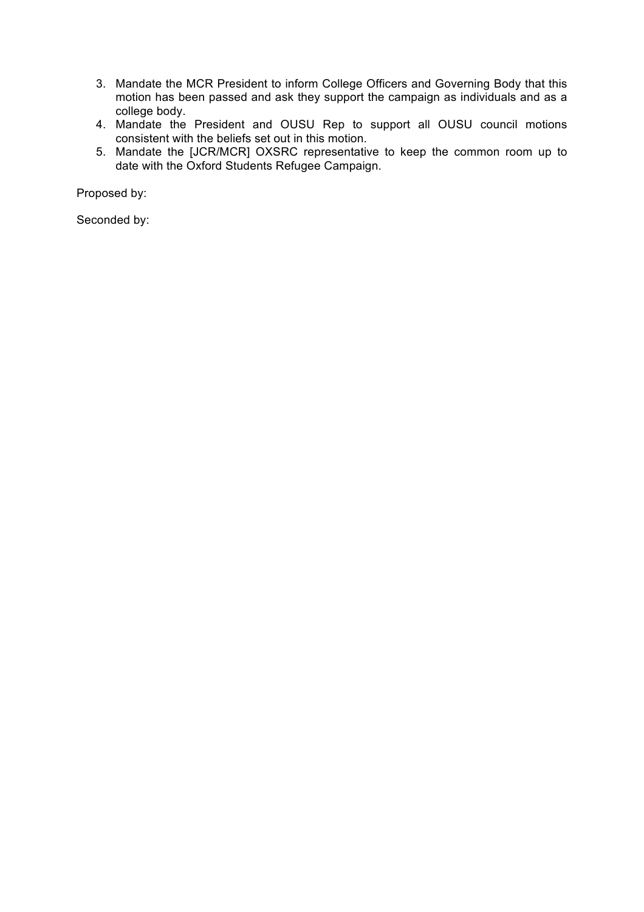3. Mandate the MCR President to inform College Officers and Governing Body that this motion has been passed and ask they support the campaign as individuals and as a college body.
4. Mandate the President and OUSU Rep to support all OUSU council motions consistent with the beliefs set out in this motion.
5. Mandate the [JCR/MCR] OXSRC representative to keep the common room up to date with the Oxford Students Refugee Campaign.

Proposed by:

Seconded by: